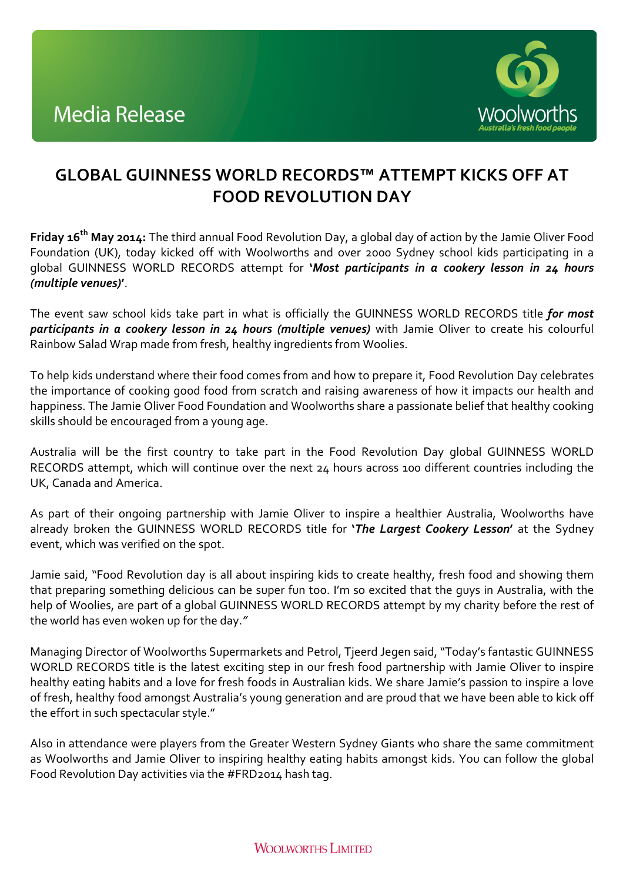Media Release

Woolworths
*Australia's fresh food people*

# GLOBAL GUINNESS WORLD RECORDS™ ATTEMPT KICKS OFF AT FOOD REVOLUTION DAY

**Friday 16th May 2014:** The third annual Food Revolution Day, a global day of action by the Jamie Oliver Food Foundation (UK), today kicked off with Woolworths and over 2000 Sydney school kids participating in a global GUINNESS WORLD RECORDS attempt for **'*Most participants in a cookery lesson in 24 hours (multiple venues)*'**.

The event saw school kids take part in what is officially the GUINNESS WORLD RECORDS title ***for most participants in a cookery lesson in 24 hours (multiple venues)*** with Jamie Oliver to create his colourful Rainbow Salad Wrap made from fresh, healthy ingredients from Woolies.

To help kids understand where their food comes from and how to prepare it, Food Revolution Day celebrates the importance of cooking good food from scratch and raising awareness of how it impacts our health and happiness. The Jamie Oliver Food Foundation and Woolworths share a passionate belief that healthy cooking skills should be encouraged from a young age.

Australia will be the first country to take part in the Food Revolution Day global GUINNESS WORLD RECORDS attempt, which will continue over the next 24 hours across 100 different countries including the UK, Canada and America.

As part of their ongoing partnership with Jamie Oliver to inspire a healthier Australia, Woolworths have already broken the GUINNESS WORLD RECORDS title for **'*The Largest Cookery Lesson*'** at the Sydney event, which was verified on the spot.

Jamie said, "Food Revolution day is all about inspiring kids to create healthy, fresh food and showing them that preparing something delicious can be super fun too. I'm so excited that the guys in Australia, with the help of Woolies, are part of a global GUINNESS WORLD RECORDS attempt by my charity before the rest of the world has even woken up for the day."

Managing Director of Woolworths Supermarkets and Petrol, Tjeerd Jegen said, "Today's fantastic GUINNESS WORLD RECORDS title is the latest exciting step in our fresh food partnership with Jamie Oliver to inspire healthy eating habits and a love for fresh foods in Australian kids. We share Jamie's passion to inspire a love of fresh, healthy food amongst Australia's young generation and are proud that we have been able to kick off the effort in such spectacular style."

Also in attendance were players from the Greater Western Sydney Giants who share the same commitment as Woolworths and Jamie Oliver to inspiring healthy eating habits amongst kids. You can follow the global Food Revolution Day activities via the #FRD2014 hash tag.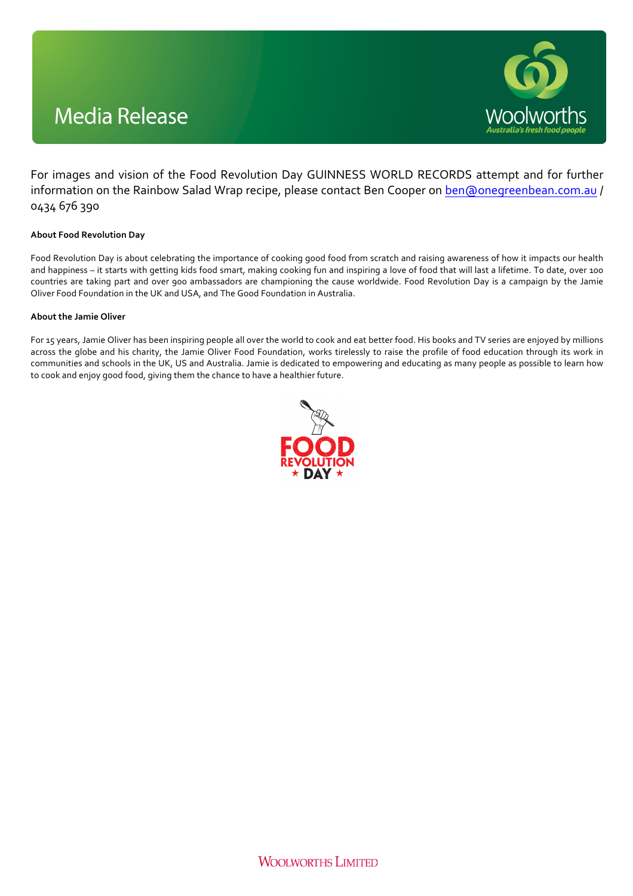For images and vision of the Food Revolution Day GUINNESS WORLD RECORDS attempt and for further information on the Rainbow Salad Wrap recipe, please contact Ben Cooper on ben@onegreenbean.com.au / 0434 676 390

**About Food Revolution Day**

Food Revolution Day is about celebrating the importance of cooking good food from scratch and raising awareness of how it impacts our health and happiness – it starts with getting kids food smart, making cooking fun and inspiring a love of food that will last a lifetime. To date, over 100 countries are taking part and over 900 ambassadors are championing the cause worldwide. Food Revolution Day is a campaign by the Jamie Oliver Food Foundation in the UK and USA, and The Good Foundation in Australia.

**About the Jamie Oliver**

For 15 years, Jamie Oliver has been inspiring people all over the world to cook and eat better food. His books and TV series are enjoyed by millions across the globe and his charity, the Jamie Oliver Food Foundation, works tirelessly to raise the profile of food education through its work in communities and schools in the UK, US and Australia. Jamie is dedicated to empowering and educating as many people as possible to learn how to cook and enjoy good food, giving them the chance to have a healthier future.